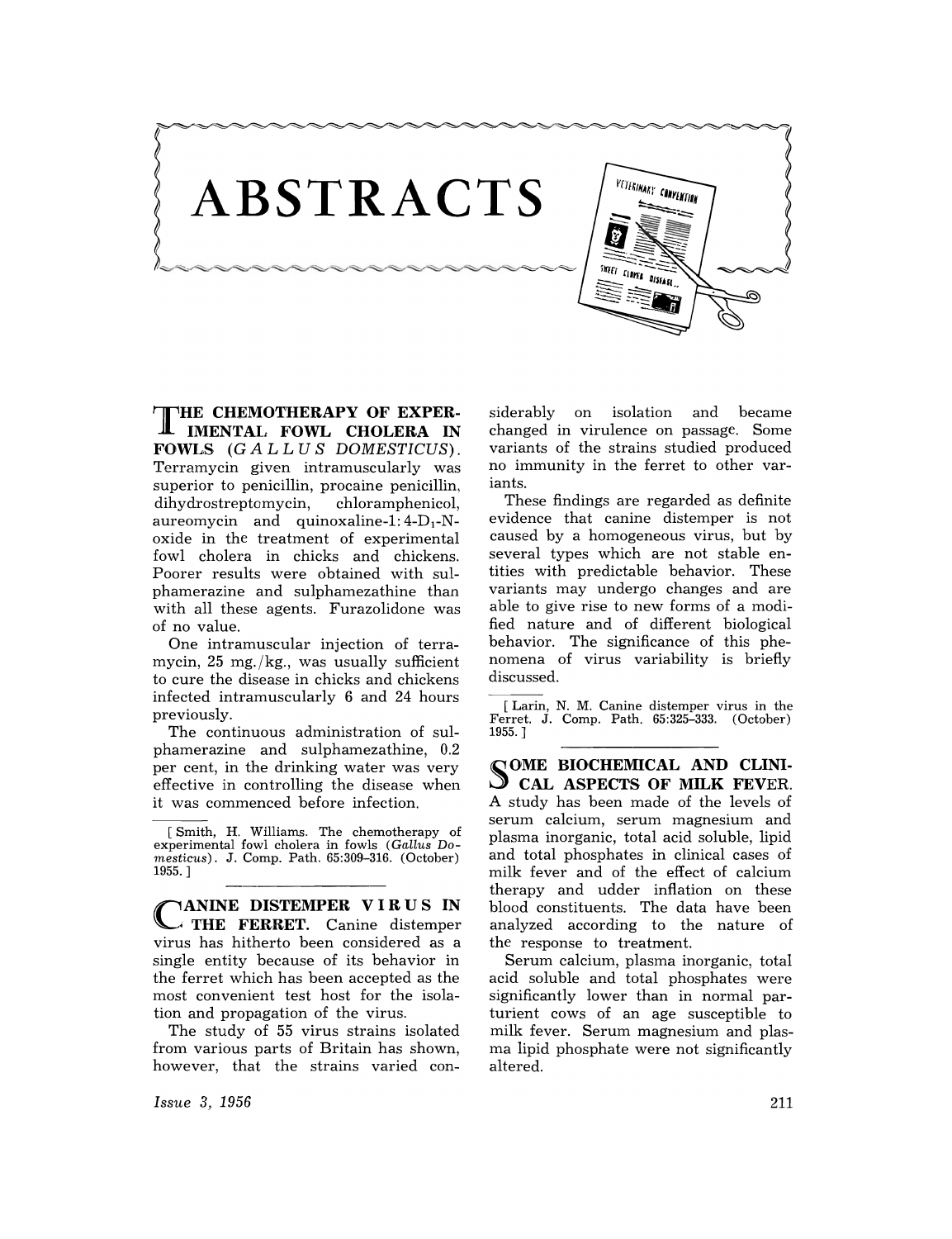# ABSTRACTS

**THE CHEMOTHERAPY OF EXPERIMENTAL FOWL CHOLERA IN FOWLS (*GALLUS DOMESTICUS*).** Terramycin given intramuscularly was superior to penicillin, procaine penicillin, dihydrostreptomycin, chloramphenicol, aureomycin and quinoxaline-1:4-$D_1$-N-oxide in the treatment of experimental fowl cholera in chicks and chickens. Poorer results were obtained with sulphamerazine and sulphamezathine than with all these agents. Furazolidone was of no value.

One intramuscular injection of terramycin, 25 mg./kg., was usually sufficient to cure the disease in chicks and chickens infected intramuscularly 6 and 24 hours previously.

The continuous administration of sulphamerazine and sulphamezathine, 0.2 per cent, in the drinking water was very effective in controlling the disease when it was commenced before infection.

[Smith, H. Williams. The chemotherapy of experimental fowl cholera in fowls (*Gallus Domesticus*). J. Comp. Path. 65:309–316. (October) 1955.]

**CANINE DISTEMPER VIRUS IN THE FERRET.** Canine distemper virus has hitherto been considered as a single entity because of its behavior in the ferret which has been accepted as the most convenient test host for the isolation and propagation of the virus.

The study of 55 virus strains isolated from various parts of Britain has shown, however, that the strains varied considerably on isolation and became changed in virulence on passage. Some variants of the strains studied produced no immunity in the ferret to other variants.

These findings are regarded as definite evidence that canine distemper is not caused by a homogeneous virus, but by several types which are not stable entities with predictable behavior. These variants may undergo changes and are able to give rise to new forms of a modified nature and of different biological behavior. The significance of this phenomena of virus variability is briefly discussed.

[Larin, N. M. Canine distemper virus in the Ferret. J. Comp. Path. 65:325–333. (October) 1955.]

**SOME BIOCHEMICAL AND CLINICAL ASPECTS OF MILK FEVER.** A study has been made of the levels of serum calcium, serum magnesium and plasma inorganic, total acid soluble, lipid and total phosphates in clinical cases of milk fever and of the effect of calcium therapy and udder inflation on these blood constituents. The data have been analyzed according to the nature of the response to treatment.

Serum calcium, plasma inorganic, total acid soluble and total phosphates were significantly lower than in normal parturient cows of an age susceptible to milk fever. Serum magnesium and plasma lipid phosphate were not significantly altered.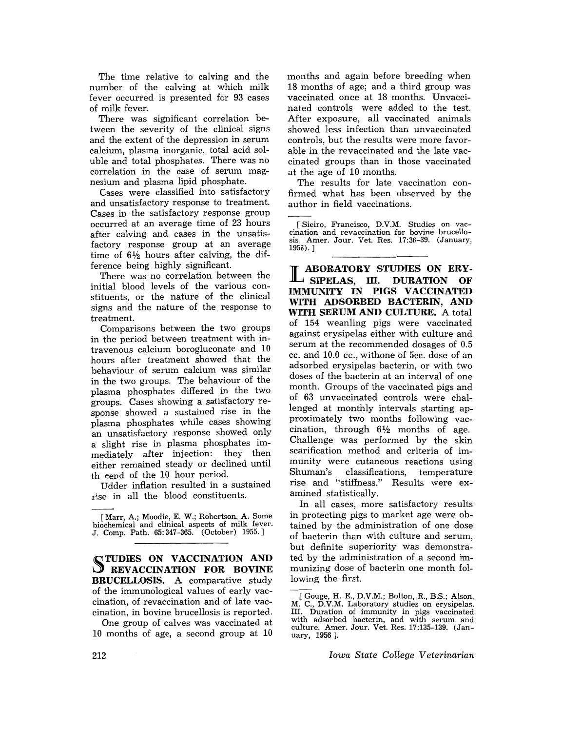The time relative to calving and the number of the calving at which milk fever occurred is presented for 93 cases of milk fever.

There was significant correlation between the severity of the clinical signs and the extent of the depression in serum calcium, plasma inorganic, total acid soluble and total phosphates. There was no correlation in the case of serum magnesium and plasma lipid phosphate.

Cases were classified into satisfactory and unsatisfactory response to treatment. Cases in the satisfactory response group occurred at an average time of 23 hours after calving and cases in the unsatisfactory response group at an average time of 6½ hours after calving, the difference being highly significant.

There was no correlation between the initial blood levels of the various constituents, or the nature of the clinical signs and the nature of the response to treatment.

Comparisons between the two groups in the period between treatment with intravenous calcium borogluconate and 10 hours after treatment showed that the behaviour of serum calcium was similar in the two groups. The behaviour of the plasma phosphates differed in the two groups. Cases showing a satisfactory response showed a sustained rise in the plasma phosphates while cases showing an unsatisfactory response showed only a slight rise in plasma phosphates immediately after injection: they then either remained steady or declined until th eend of the 10 hour period.

Udder inflation resulted in a sustained rise in all the blood constituents.

[ Marr, A.; Moodie, E. W.; Robertson, A. Some biochemical and clinical aspects of milk fever. J. Comp. Path. 65:347-365. (October) 1955. ]

**STUDIES ON VACCINATION AND REVACCINATION FOR BOVINE BRUCELLOSIS.** A comparative study of the immunological values of early vaccination, of revaccination and of late vaccination, in bovine brucellosis is reported.

One group of calves was vaccinated at 10 months of age, a second group at 10 months and again before breeding when 18 months of age; and a third group was vaccinated once at 18 months. Unvaccinated controls were added to the test. After exposure, all vaccinated animals showed less infection than unvaccinated controls, but the results were more favorable in the revaccinated and the late vaccinated groups than in those vaccinated at the age of 10 months.

The results for late vaccination confirmed what has been observed by the author in field vaccinations.

[ Sieiro, Francisco, D.V.M. Studies on vaccination and revaccination for bovine brucellosis. Amer. Jour. Vet. Res. 17:36-39. (January, 1956). ]

**LABORATORY STUDIES ON ERYSIPELAS, III. DURATION OF IMMUNITY IN PIGS VACCINATED WITH ADSORBED BACTERIN, AND WITH SERUM AND CULTURE.** A total of 154 weanling pigs were vaccinated against erysipelas either with culture and serum at the recommended dosages of 0.5 cc. and 10.0 cc., withone of 5cc. dose of an adsorbed erysipelas bacterin, or with two doses of the bacterin at an interval of one month. Groups of the vaccinated pigs and of 63 unvaccinated controls were challenged at monthly intervals starting approximately two months following vaccination, through 6½ months of age. Challenge was performed by the skin scarification method and criteria of immunity were cutaneous reactions using Shuman's classifications, temperature rise and "stiffness." Results were examined statistically.

In all cases, more satisfactory results in protecting pigs to market age were obtained by the administration of one dose of bacterin than with culture and serum, but definite superiority was demonstrated by the administration of a second immunizing dose of bacterin one month following the first.

[ Gouge, H. E., D.V.M.; Bolton, R., B.S.; Alson, M. C., D.V.M. Laboratory studies on erysipelas. III. Duration of immunity in pigs vaccinated with adsorbed bacterin, and with serum and culture. Amer. Jour. Vet. Res. 17:135-139. (January, 1956 ].